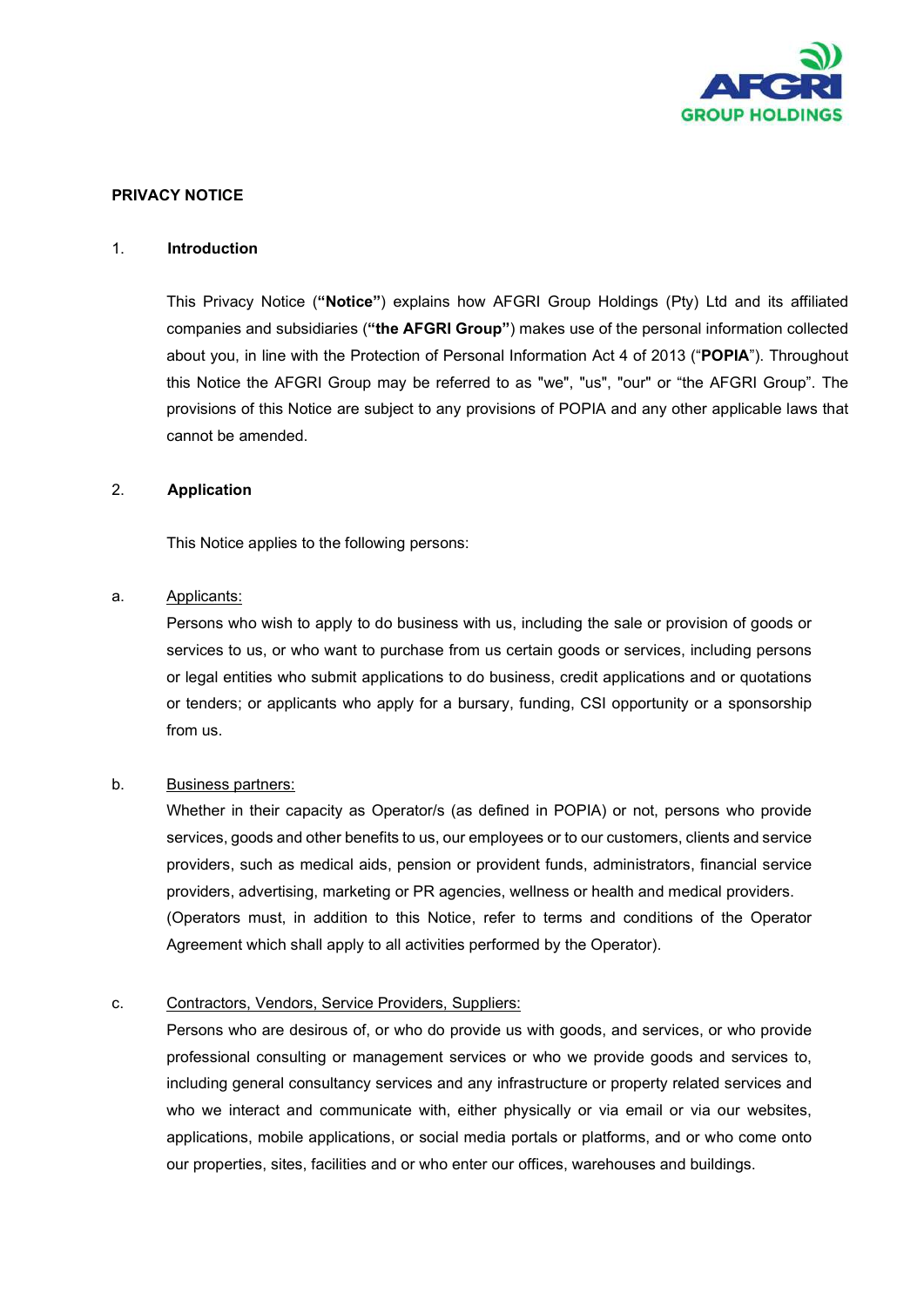# PRIVACY NOTICE

## 1. Introduction

This Privacy Notice (**"Notice"**) explains how AFGRI Group Holdings (Pty) Ltd and its affiliated companies and subsidiaries (**"the AFGRI Group"**) makes use of the personal information collected about you, in line with the Protection of Personal Information Act 4 of 2013 ("**POPIA**"). Throughout this Notice the AFGRI Group may be referred to as "we", "us", "our" or "the AFGRI Group". The provisions of this Notice are subject to any provisions of POPIA and any other applicable laws that cannot be amended.

## 2. Application

This Notice applies to the following persons:

a. Applicants:

Persons who wish to apply to do business with us, including the sale or provision of goods or services to us, or who want to purchase from us certain goods or services, including persons or legal entities who submit applications to do business, credit applications and or quotations or tenders; or applicants who apply for a bursary, funding, CSI opportunity or a sponsorship from us.

b. Business partners:

Whether in their capacity as Operator/s (as defined in POPIA) or not, persons who provide services, goods and other benefits to us, our employees or to our customers, clients and service providers, such as medical aids, pension or provident funds, administrators, financial service providers, advertising, marketing or PR agencies, wellness or health and medical providers. (Operators must, in addition to this Notice, refer to terms and conditions of the Operator Agreement which shall apply to all activities performed by the Operator).

c. Contractors, Vendors, Service Providers, Suppliers:

Persons who are desirous of, or who do provide us with goods, and services, or who provide professional consulting or management services or who we provide goods and services to, including general consultancy services and any infrastructure or property related services and who we interact and communicate with, either physically or via email or via our websites, applications, mobile applications, or social media portals or platforms, and or who come onto our properties, sites, facilities and or who enter our offices, warehouses and buildings.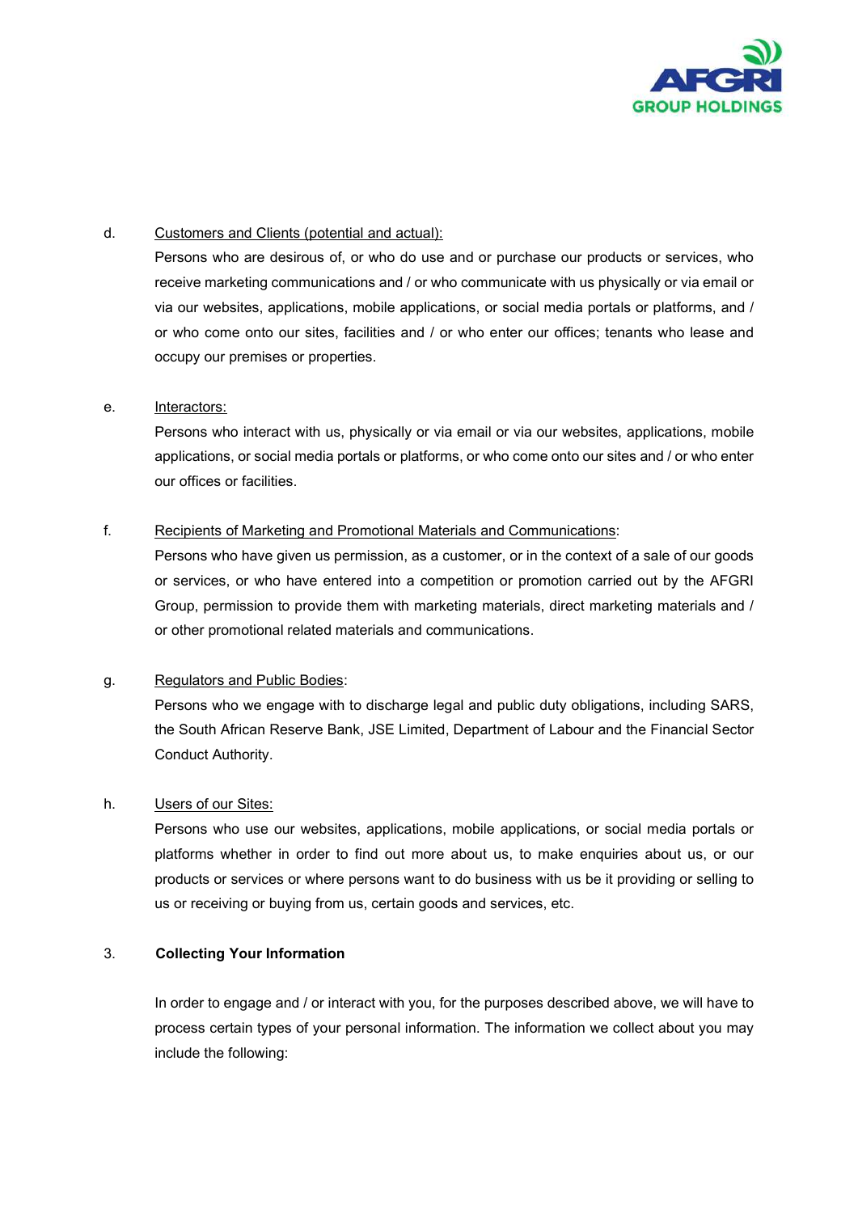d. <u>Customers and Clients (potential and actual):</u>

Persons who are desirous of, or who do use and or purchase our products or services, who receive marketing communications and / or who communicate with us physically or via email or via our websites, applications, mobile applications, or social media portals or platforms, and / or who come onto our sites, facilities and / or who enter our offices; tenants who lease and occupy our premises or properties.

e. <u>Interactors:</u>

Persons who interact with us, physically or via email or via our websites, applications, mobile applications, or social media portals or platforms, or who come onto our sites and / or who enter our offices or facilities.

f. <u>Recipients of Marketing and Promotional Materials and Communications</u>:

Persons who have given us permission, as a customer, or in the context of a sale of our goods or services, or who have entered into a competition or promotion carried out by the AFGRI Group, permission to provide them with marketing materials, direct marketing materials and / or other promotional related materials and communications.

g. <u>Regulators and Public Bodies</u>:

Persons who we engage with to discharge legal and public duty obligations, including SARS, the South African Reserve Bank, JSE Limited, Department of Labour and the Financial Sector Conduct Authority.

h. <u>Users of our Sites:</u>

Persons who use our websites, applications, mobile applications, or social media portals or platforms whether in order to find out more about us, to make enquiries about us, or our products or services or where persons want to do business with us be it providing or selling to us or receiving or buying from us, certain goods and services, etc.

## 3. Collecting Your Information

In order to engage and / or interact with you, for the purposes described above, we will have to process certain types of your personal information. The information we collect about you may include the following: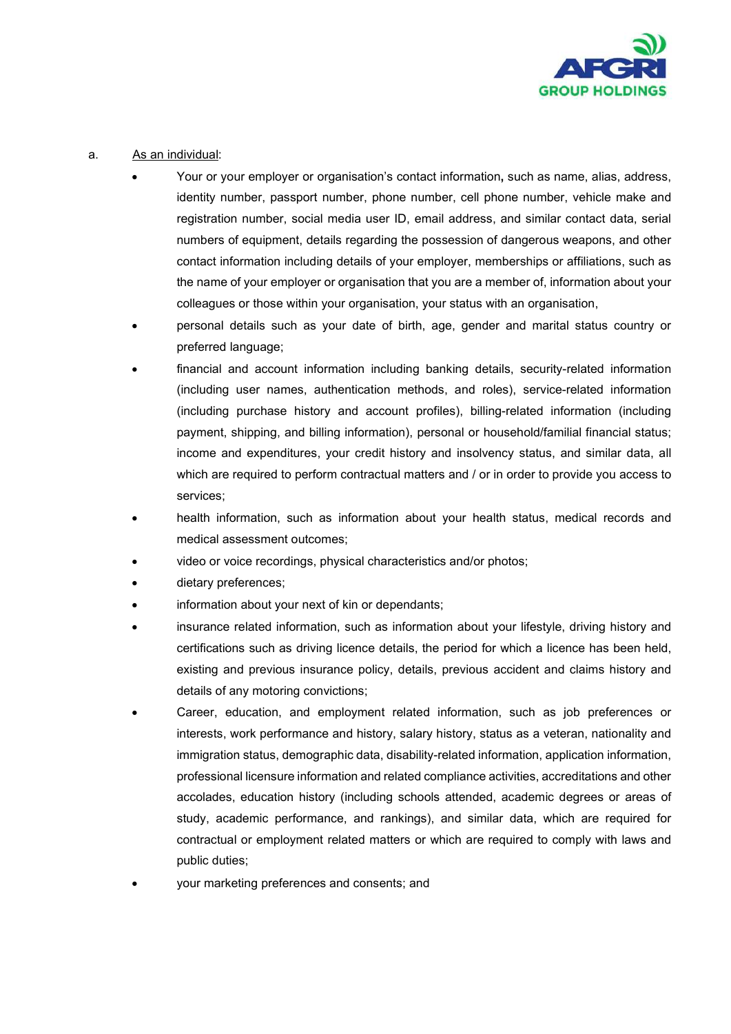a. As an individual:

- Your or your employer or organisation's contact information**,** such as name, alias, address, identity number, passport number, phone number, cell phone number, vehicle make and registration number, social media user ID, email address, and similar contact data, serial numbers of equipment, details regarding the possession of dangerous weapons, and other contact information including details of your employer, memberships or affiliations, such as the name of your employer or organisation that you are a member of, information about your colleagues or those within your organisation, your status with an organisation,
- personal details such as your date of birth, age, gender and marital status country or preferred language;
- financial and account information including banking details, security-related information (including user names, authentication methods, and roles), service-related information (including purchase history and account profiles), billing-related information (including payment, shipping, and billing information), personal or household/familial financial status; income and expenditures, your credit history and insolvency status, and similar data, all which are required to perform contractual matters and / or in order to provide you access to services;
- health information, such as information about your health status, medical records and medical assessment outcomes;
- video or voice recordings, physical characteristics and/or photos;
- dietary preferences;
- information about your next of kin or dependants;
- insurance related information, such as information about your lifestyle, driving history and certifications such as driving licence details, the period for which a licence has been held, existing and previous insurance policy, details, previous accident and claims history and details of any motoring convictions;
- Career, education, and employment related information, such as job preferences or interests, work performance and history, salary history, status as a veteran, nationality and immigration status, demographic data, disability-related information, application information, professional licensure information and related compliance activities, accreditations and other accolades, education history (including schools attended, academic degrees or areas of study, academic performance, and rankings), and similar data, which are required for contractual or employment related matters or which are required to comply with laws and public duties;
- your marketing preferences and consents; and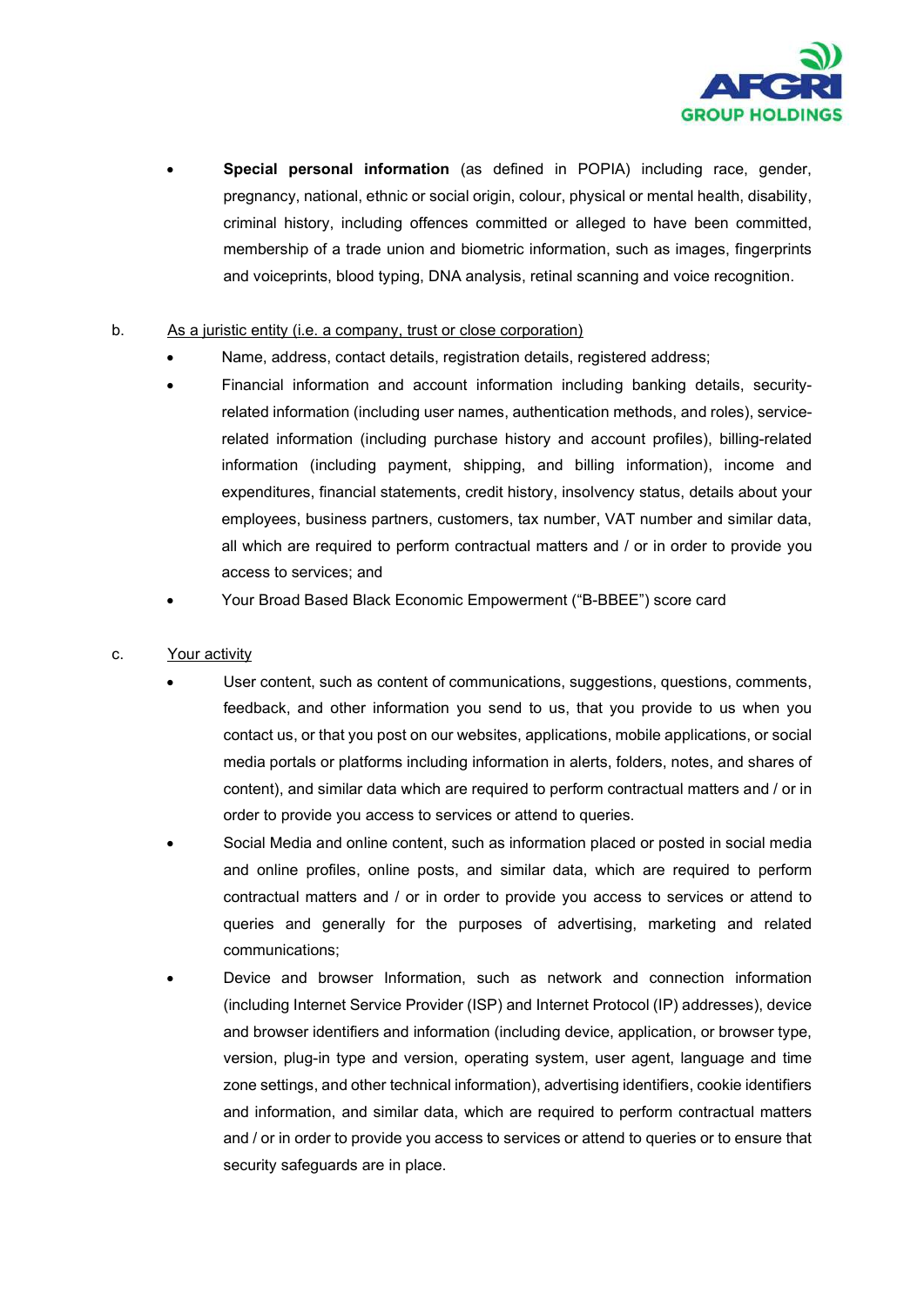- **Special personal information** (as defined in POPIA) including race, gender, pregnancy, national, ethnic or social origin, colour, physical or mental health, disability, criminal history, including offences committed or alleged to have been committed, membership of a trade union and biometric information, such as images, fingerprints and voiceprints, blood typing, DNA analysis, retinal scanning and voice recognition.

b. As a juristic entity (i.e. a company, trust or close corporation)

- Name, address, contact details, registration details, registered address;
- Financial information and account information including banking details, security-related information (including user names, authentication methods, and roles), service-related information (including purchase history and account profiles), billing-related information (including payment, shipping, and billing information), income and expenditures, financial statements, credit history, insolvency status, details about your employees, business partners, customers, tax number, VAT number and similar data, all which are required to perform contractual matters and / or in order to provide you access to services; and
- Your Broad Based Black Economic Empowerment ("B-BBEE") score card

c. Your activity

- User content, such as content of communications, suggestions, questions, comments, feedback, and other information you send to us, that you provide to us when you contact us, or that you post on our websites, applications, mobile applications, or social media portals or platforms including information in alerts, folders, notes, and shares of content), and similar data which are required to perform contractual matters and / or in order to provide you access to services or attend to queries.
- Social Media and online content, such as information placed or posted in social media and online profiles, online posts, and similar data, which are required to perform contractual matters and / or in order to provide you access to services or attend to queries and generally for the purposes of advertising, marketing and related communications;
- Device and browser Information, such as network and connection information (including Internet Service Provider (ISP) and Internet Protocol (IP) addresses), device and browser identifiers and information (including device, application, or browser type, version, plug-in type and version, operating system, user agent, language and time zone settings, and other technical information), advertising identifiers, cookie identifiers and information, and similar data, which are required to perform contractual matters and / or in order to provide you access to services or attend to queries or to ensure that security safeguards are in place.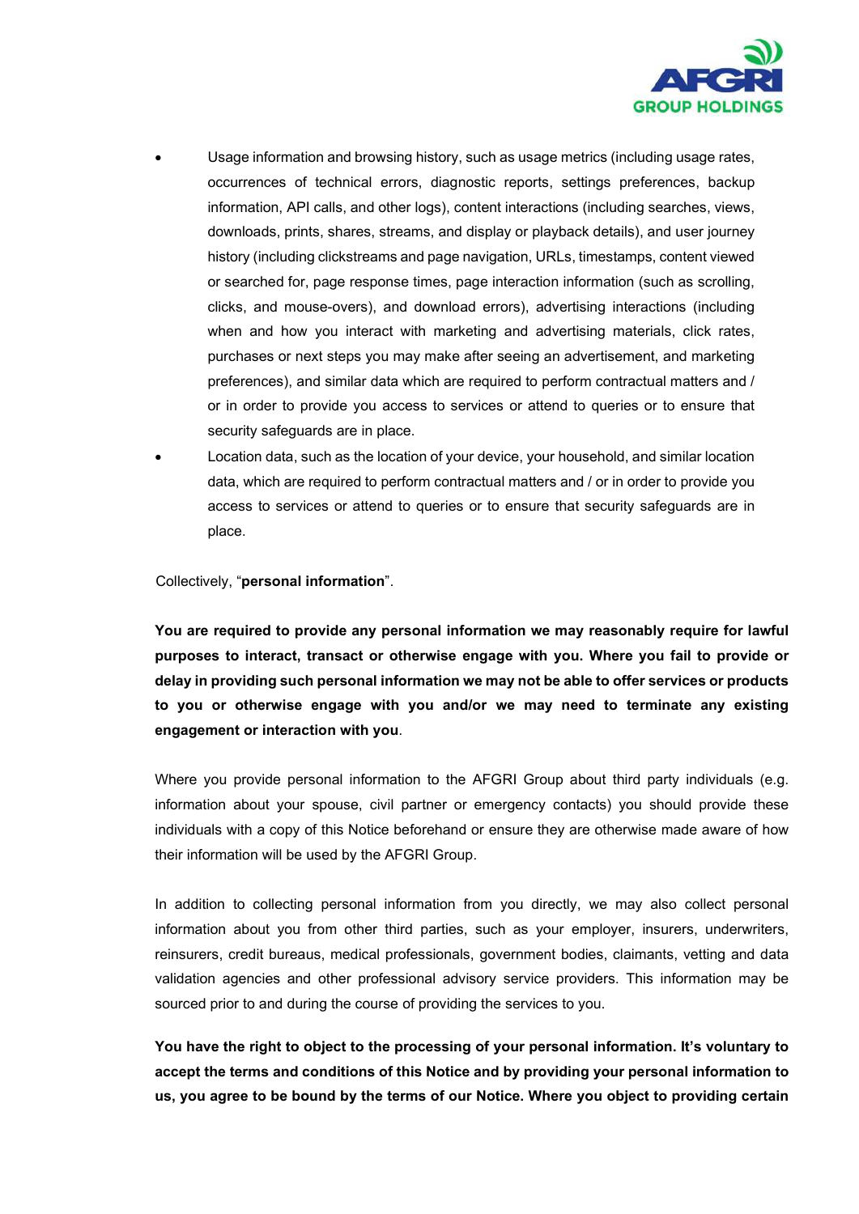- Usage information and browsing history, such as usage metrics (including usage rates, occurrences of technical errors, diagnostic reports, settings preferences, backup information, API calls, and other logs), content interactions (including searches, views, downloads, prints, shares, streams, and display or playback details), and user journey history (including clickstreams and page navigation, URLs, timestamps, content viewed or searched for, page response times, page interaction information (such as scrolling, clicks, and mouse-overs), and download errors), advertising interactions (including when and how you interact with marketing and advertising materials, click rates, purchases or next steps you may make after seeing an advertisement, and marketing preferences), and similar data which are required to perform contractual matters and / or in order to provide you access to services or attend to queries or to ensure that security safeguards are in place.
- Location data, such as the location of your device, your household, and similar location data, which are required to perform contractual matters and / or in order to provide you access to services or attend to queries or to ensure that security safeguards are in place.

Collectively, "**personal information**".

**You are required to provide any personal information we may reasonably require for lawful purposes to interact, transact or otherwise engage with you. Where you fail to provide or delay in providing such personal information we may not be able to offer services or products to you or otherwise engage with you and/or we may need to terminate any existing engagement or interaction with you**.

Where you provide personal information to the AFGRI Group about third party individuals (e.g. information about your spouse, civil partner or emergency contacts) you should provide these individuals with a copy of this Notice beforehand or ensure they are otherwise made aware of how their information will be used by the AFGRI Group.

In addition to collecting personal information from you directly, we may also collect personal information about you from other third parties, such as your employer, insurers, underwriters, reinsurers, credit bureaus, medical professionals, government bodies, claimants, vetting and data validation agencies and other professional advisory service providers. This information may be sourced prior to and during the course of providing the services to you.

**You have the right to object to the processing of your personal information. It's voluntary to accept the terms and conditions of this Notice and by providing your personal information to us, you agree to be bound by the terms of our Notice. Where you object to providing certain**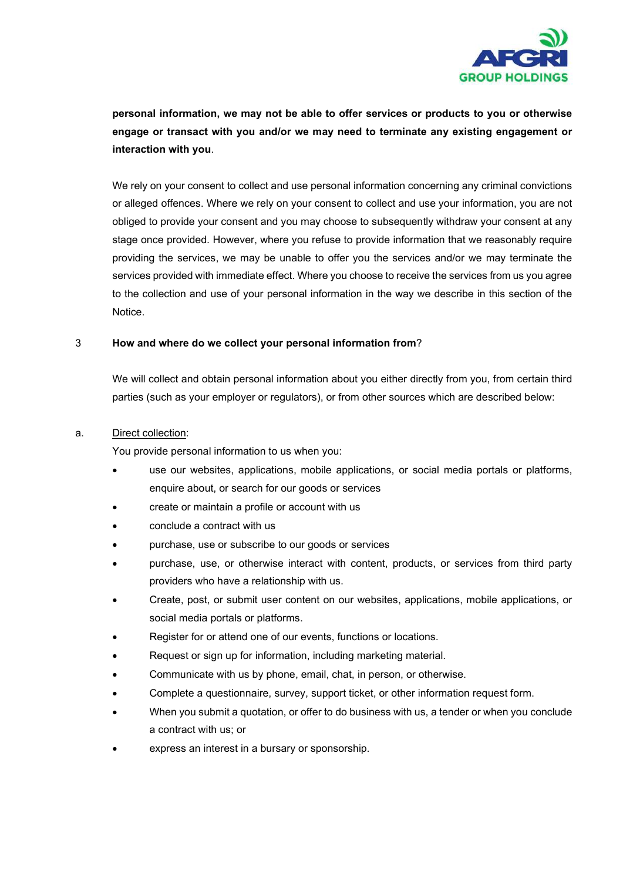**personal information, we may not be able to offer services or products to you or otherwise engage or transact with you and/or we may need to terminate any existing engagement or interaction with you**.

We rely on your consent to collect and use personal information concerning any criminal convictions or alleged offences. Where we rely on your consent to collect and use your information, you are not obliged to provide your consent and you may choose to subsequently withdraw your consent at any stage once provided. However, where you refuse to provide information that we reasonably require providing the services, we may be unable to offer you the services and/or we may terminate the services provided with immediate effect. Where you choose to receive the services from us you agree to the collection and use of your personal information in the way we describe in this section of the Notice.

## 3 **How and where do we collect your personal information from**?

We will collect and obtain personal information about you either directly from you, from certain third parties (such as your employer or regulators), or from other sources which are described below:

a. Direct collection:

You provide personal information to us when you:

- use our websites, applications, mobile applications, or social media portals or platforms, enquire about, or search for our goods or services
- create or maintain a profile or account with us
- conclude a contract with us
- purchase, use or subscribe to our goods or services
- purchase, use, or otherwise interact with content, products, or services from third party providers who have a relationship with us.
- Create, post, or submit user content on our websites, applications, mobile applications, or social media portals or platforms.
- Register for or attend one of our events, functions or locations.
- Request or sign up for information, including marketing material.
- Communicate with us by phone, email, chat, in person, or otherwise.
- Complete a questionnaire, survey, support ticket, or other information request form.
- When you submit a quotation, or offer to do business with us, a tender or when you conclude a contract with us; or
- express an interest in a bursary or sponsorship.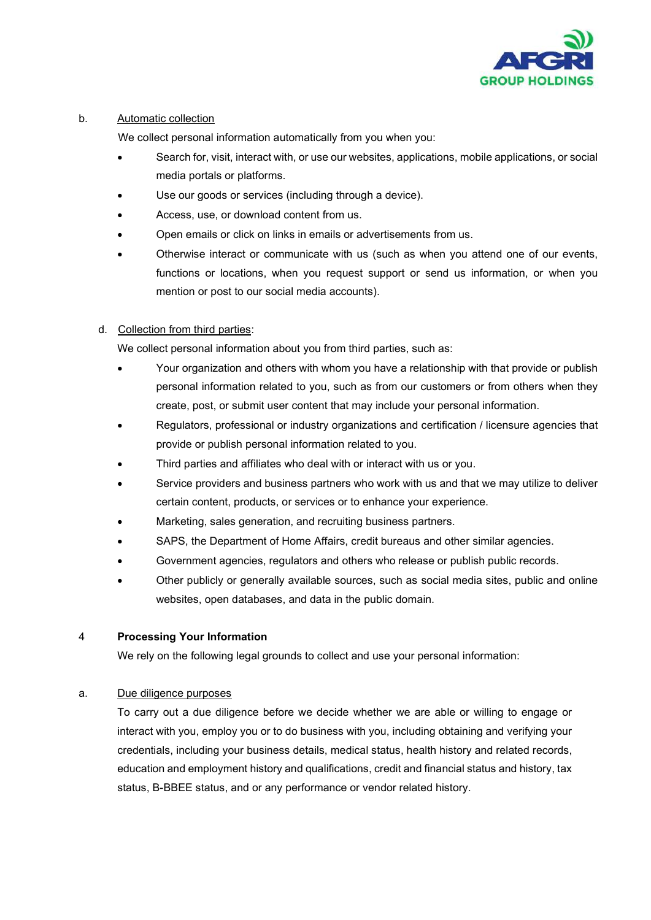b. Automatic collection

We collect personal information automatically from you when you:

- Search for, visit, interact with, or use our websites, applications, mobile applications, or social media portals or platforms.
- Use our goods or services (including through a device).
- Access, use, or download content from us.
- Open emails or click on links in emails or advertisements from us.
- Otherwise interact or communicate with us (such as when you attend one of our events, functions or locations, when you request support or send us information, or when you mention or post to our social media accounts).

d. Collection from third parties:

We collect personal information about you from third parties, such as:

- Your organization and others with whom you have a relationship with that provide or publish personal information related to you, such as from our customers or from others when they create, post, or submit user content that may include your personal information.
- Regulators, professional or industry organizations and certification / licensure agencies that provide or publish personal information related to you.
- Third parties and affiliates who deal with or interact with us or you.
- Service providers and business partners who work with us and that we may utilize to deliver certain content, products, or services or to enhance your experience.
- Marketing, sales generation, and recruiting business partners.
- SAPS, the Department of Home Affairs, credit bureaus and other similar agencies.
- Government agencies, regulators and others who release or publish public records.
- Other publicly or generally available sources, such as social media sites, public and online websites, open databases, and data in the public domain.

## 4 Processing Your Information

We rely on the following legal grounds to collect and use your personal information:

a. Due diligence purposes

To carry out a due diligence before we decide whether we are able or willing to engage or interact with you, employ you or to do business with you, including obtaining and verifying your credentials, including your business details, medical status, health history and related records, education and employment history and qualifications, credit and financial status and history, tax status, B-BBEE status, and or any performance or vendor related history.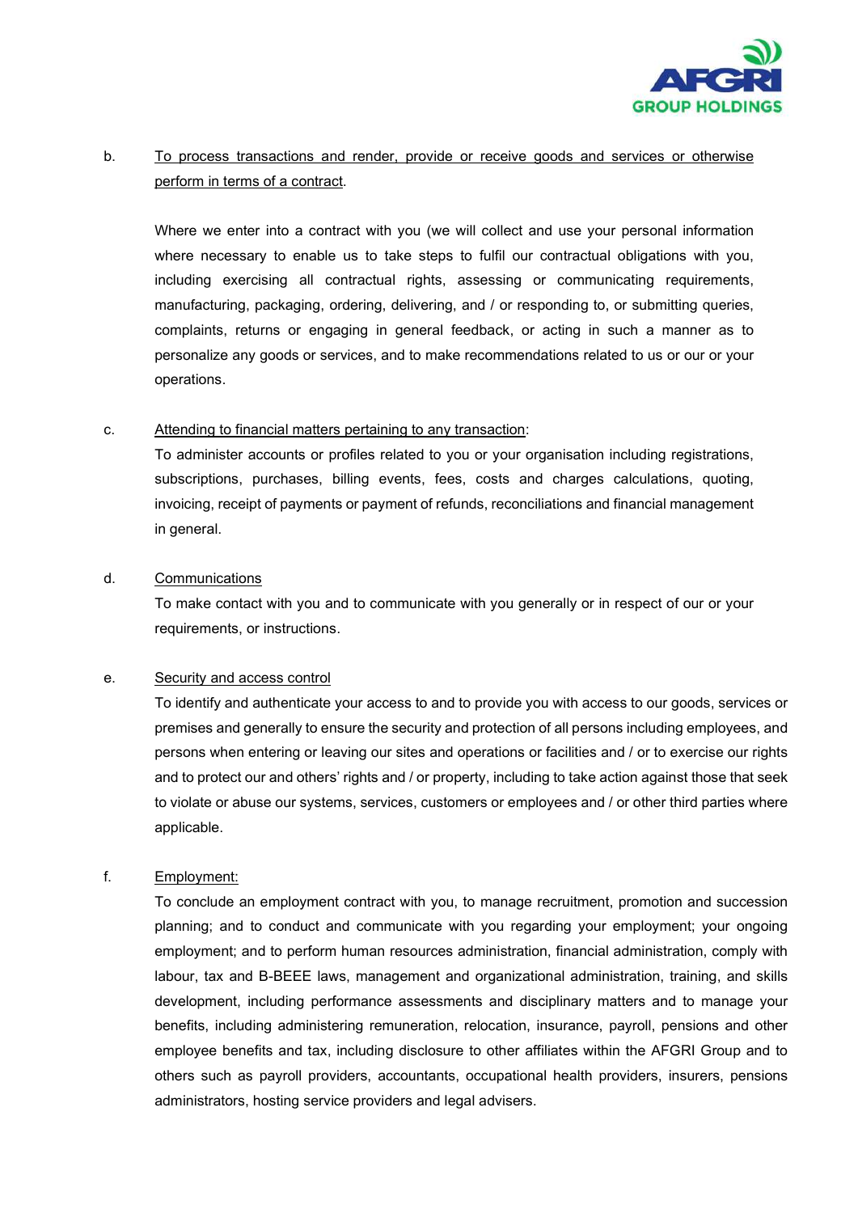b. <u>To process transactions and render, provide or receive goods and services or otherwise perform in terms of a contract</u>.

Where we enter into a contract with you (we will collect and use your personal information where necessary to enable us to take steps to fulfil our contractual obligations with you, including exercising all contractual rights, assessing or communicating requirements, manufacturing, packaging, ordering, delivering, and / or responding to, or submitting queries, complaints, returns or engaging in general feedback, or acting in such a manner as to personalize any goods or services, and to make recommendations related to us or our or your operations.

c. <u>Attending to financial matters pertaining to any transaction</u>:

To administer accounts or profiles related to you or your organisation including registrations, subscriptions, purchases, billing events, fees, costs and charges calculations, quoting, invoicing, receipt of payments or payment of refunds, reconciliations and financial management in general.

d. <u>Communications</u>

To make contact with you and to communicate with you generally or in respect of our or your requirements, or instructions.

e. <u>Security and access control</u>

To identify and authenticate your access to and to provide you with access to our goods, services or premises and generally to ensure the security and protection of all persons including employees, and persons when entering or leaving our sites and operations or facilities and / or to exercise our rights and to protect our and others' rights and / or property, including to take action against those that seek to violate or abuse our systems, services, customers or employees and / or other third parties where applicable.

f. <u>Employment:</u>

To conclude an employment contract with you, to manage recruitment, promotion and succession planning; and to conduct and communicate with you regarding your employment; your ongoing employment; and to perform human resources administration, financial administration, comply with labour, tax and B-BEEE laws, management and organizational administration, training, and skills development, including performance assessments and disciplinary matters and to manage your benefits, including administering remuneration, relocation, insurance, payroll, pensions and other employee benefits and tax, including disclosure to other affiliates within the AFGRI Group and to others such as payroll providers, accountants, occupational health providers, insurers, pensions administrators, hosting service providers and legal advisers.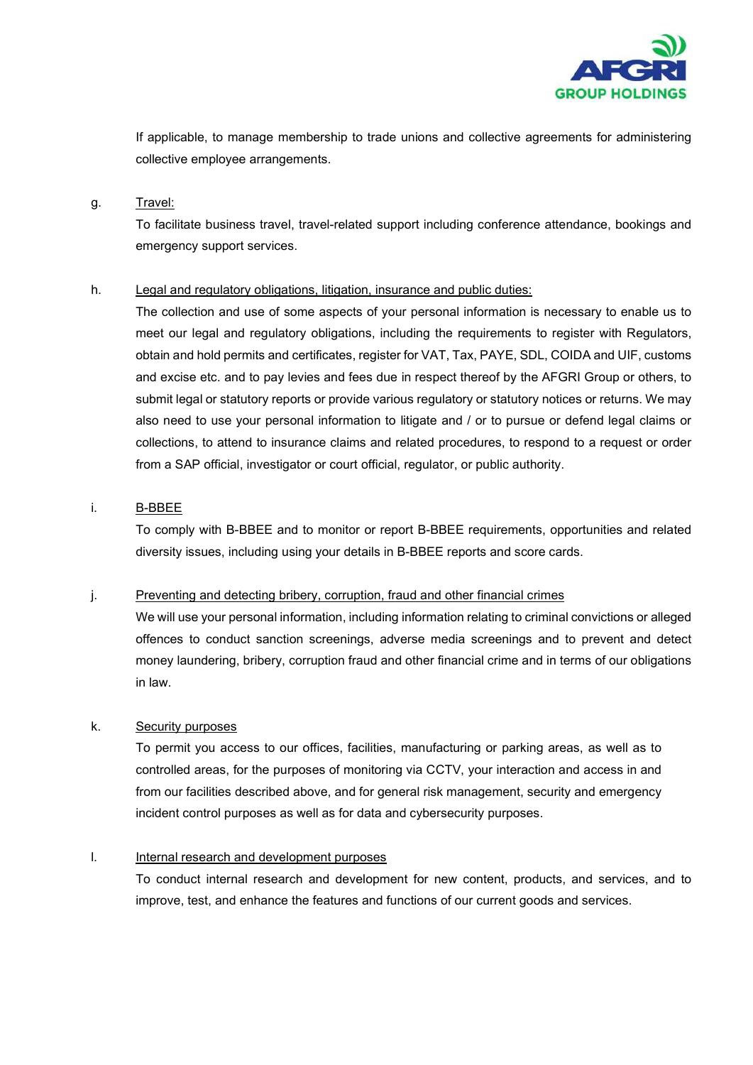If applicable, to manage membership to trade unions and collective agreements for administering collective employee arrangements.

g. Travel:

To facilitate business travel, travel-related support including conference attendance, bookings and emergency support services.

h. Legal and regulatory obligations, litigation, insurance and public duties:

The collection and use of some aspects of your personal information is necessary to enable us to meet our legal and regulatory obligations, including the requirements to register with Regulators, obtain and hold permits and certificates, register for VAT, Tax, PAYE, SDL, COIDA and UIF, customs and excise etc. and to pay levies and fees due in respect thereof by the AFGRI Group or others, to submit legal or statutory reports or provide various regulatory or statutory notices or returns. We may also need to use your personal information to litigate and / or to pursue or defend legal claims or collections, to attend to insurance claims and related procedures, to respond to a request or order from a SAP official, investigator or court official, regulator, or public authority.

i. B-BBEE

To comply with B-BBEE and to monitor or report B-BBEE requirements, opportunities and related diversity issues, including using your details in B-BBEE reports and score cards.

j. Preventing and detecting bribery, corruption, fraud and other financial crimes

We will use your personal information, including information relating to criminal convictions or alleged offences to conduct sanction screenings, adverse media screenings and to prevent and detect money laundering, bribery, corruption fraud and other financial crime and in terms of our obligations in law.

k. Security purposes

To permit you access to our offices, facilities, manufacturing or parking areas, as well as to controlled areas, for the purposes of monitoring via CCTV, your interaction and access in and from our facilities described above, and for general risk management, security and emergency incident control purposes as well as for data and cybersecurity purposes.

l. Internal research and development purposes

To conduct internal research and development for new content, products, and services, and to improve, test, and enhance the features and functions of our current goods and services.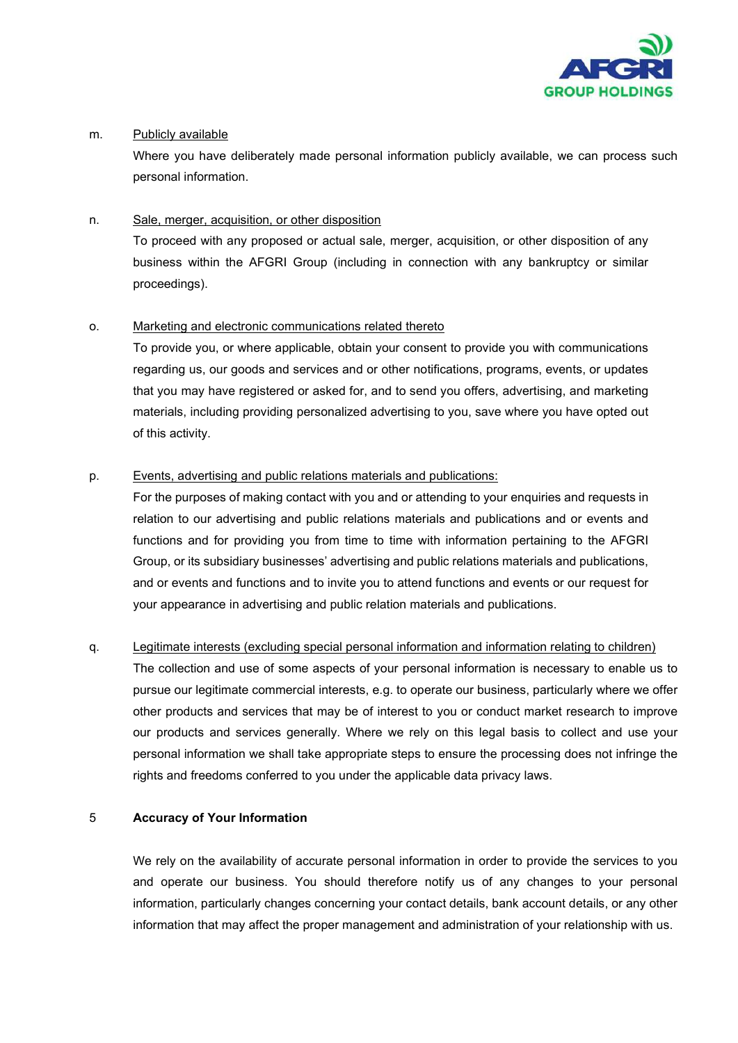m. <u>Publicly available</u>

Where you have deliberately made personal information publicly available, we can process such personal information.

n. <u>Sale, merger, acquisition, or other disposition</u>

To proceed with any proposed or actual sale, merger, acquisition, or other disposition of any business within the AFGRI Group (including in connection with any bankruptcy or similar proceedings).

o. <u>Marketing and electronic communications related thereto</u>

To provide you, or where applicable, obtain your consent to provide you with communications regarding us, our goods and services and or other notifications, programs, events, or updates that you may have registered or asked for, and to send you offers, advertising, and marketing materials, including providing personalized advertising to you, save where you have opted out of this activity.

p. <u>Events, advertising and public relations materials and publications:</u>

For the purposes of making contact with you and or attending to your enquiries and requests in relation to our advertising and public relations materials and publications and or events and functions and for providing you from time to time with information pertaining to the AFGRI Group, or its subsidiary businesses' advertising and public relations materials and publications, and or events and functions and to invite you to attend functions and events or our request for your appearance in advertising and public relation materials and publications.

q. <u>Legitimate interests (excluding special personal information and information relating to children)</u>

The collection and use of some aspects of your personal information is necessary to enable us to pursue our legitimate commercial interests, e.g. to operate our business, particularly where we offer other products and services that may be of interest to you or conduct market research to improve our products and services generally. Where we rely on this legal basis to collect and use your personal information we shall take appropriate steps to ensure the processing does not infringe the rights and freedoms conferred to you under the applicable data privacy laws.

## 5 Accuracy of Your Information

We rely on the availability of accurate personal information in order to provide the services to you and operate our business. You should therefore notify us of any changes to your personal information, particularly changes concerning your contact details, bank account details, or any other information that may affect the proper management and administration of your relationship with us.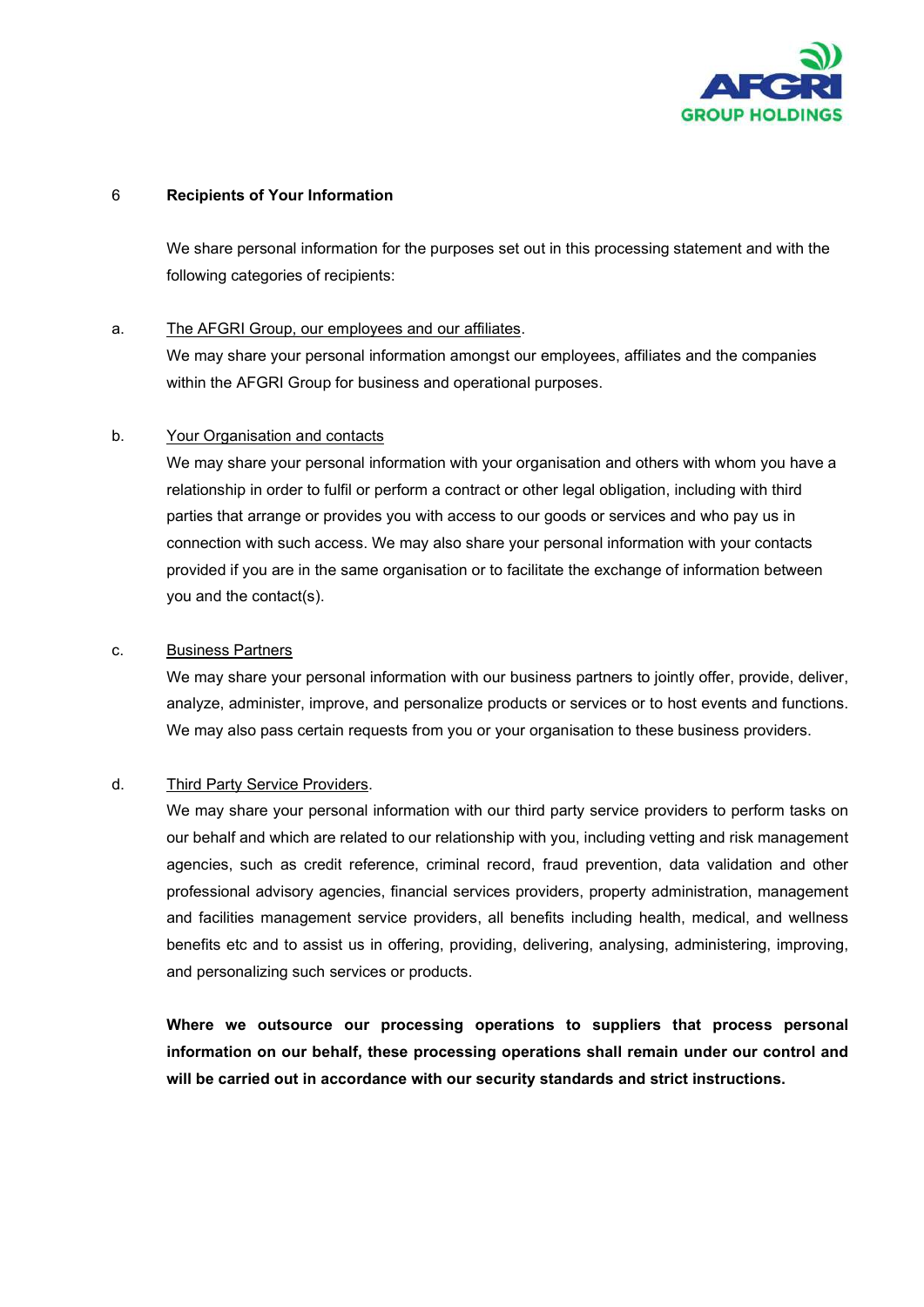## 6 Recipients of Your Information

We share personal information for the purposes set out in this processing statement and with the following categories of recipients:

a. The AFGRI Group, our employees and our affiliates.

We may share your personal information amongst our employees, affiliates and the companies within the AFGRI Group for business and operational purposes.

b. Your Organisation and contacts

We may share your personal information with your organisation and others with whom you have a relationship in order to fulfil or perform a contract or other legal obligation, including with third parties that arrange or provides you with access to our goods or services and who pay us in connection with such access. We may also share your personal information with your contacts provided if you are in the same organisation or to facilitate the exchange of information between you and the contact(s).

c. Business Partners

We may share your personal information with our business partners to jointly offer, provide, deliver, analyze, administer, improve, and personalize products or services or to host events and functions. We may also pass certain requests from you or your organisation to these business providers.

d. Third Party Service Providers.

We may share your personal information with our third party service providers to perform tasks on our behalf and which are related to our relationship with you, including vetting and risk management agencies, such as credit reference, criminal record, fraud prevention, data validation and other professional advisory agencies, financial services providers, property administration, management and facilities management service providers, all benefits including health, medical, and wellness benefits etc and to assist us in offering, providing, delivering, analysing, administering, improving, and personalizing such services or products.

**Where we outsource our processing operations to suppliers that process personal information on our behalf, these processing operations shall remain under our control and will be carried out in accordance with our security standards and strict instructions.**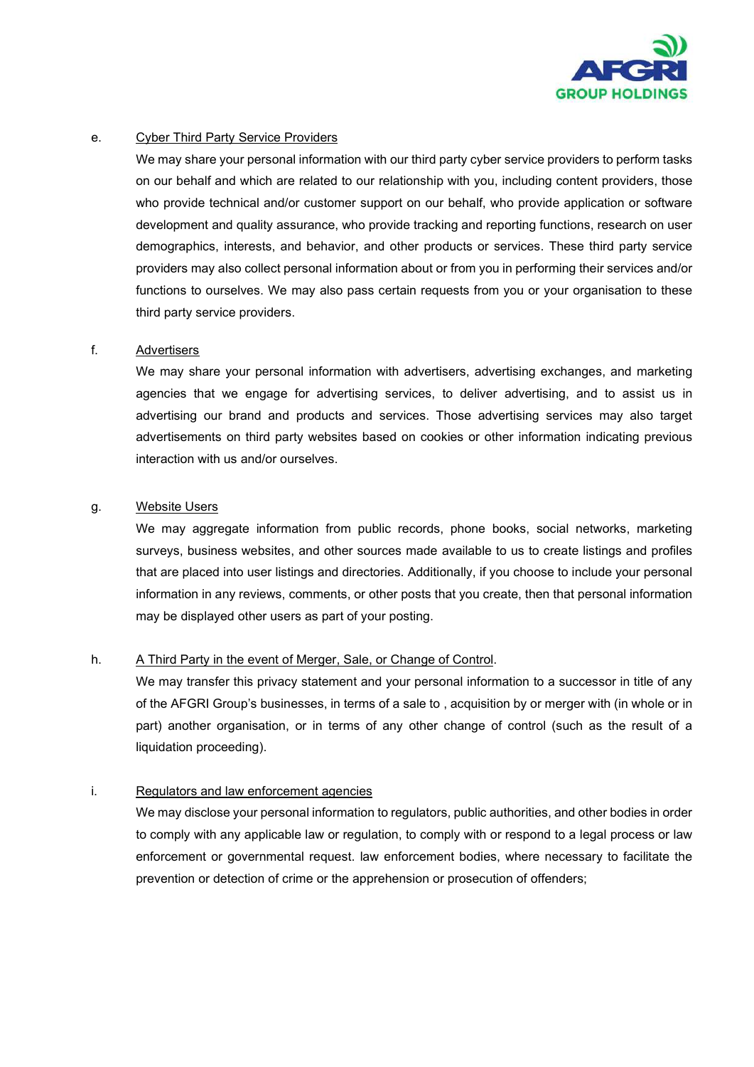e. <u>Cyber Third Party Service Providers</u>

We may share your personal information with our third party cyber service providers to perform tasks on our behalf and which are related to our relationship with you, including content providers, those who provide technical and/or customer support on our behalf, who provide application or software development and quality assurance, who provide tracking and reporting functions, research on user demographics, interests, and behavior, and other products or services. These third party service providers may also collect personal information about or from you in performing their services and/or functions to ourselves. We may also pass certain requests from you or your organisation to these third party service providers.

f. <u>Advertisers</u>

We may share your personal information with advertisers, advertising exchanges, and marketing agencies that we engage for advertising services, to deliver advertising, and to assist us in advertising our brand and products and services. Those advertising services may also target advertisements on third party websites based on cookies or other information indicating previous interaction with us and/or ourselves.

g. <u>Website Users</u>

We may aggregate information from public records, phone books, social networks, marketing surveys, business websites, and other sources made available to us to create listings and profiles that are placed into user listings and directories. Additionally, if you choose to include your personal information in any reviews, comments, or other posts that you create, then that personal information may be displayed other users as part of your posting.

h. <u>A Third Party in the event of Merger, Sale, or Change of Control</u>.

We may transfer this privacy statement and your personal information to a successor in title of any of the AFGRI Group's businesses, in terms of a sale to , acquisition by or merger with (in whole or in part) another organisation, or in terms of any other change of control (such as the result of a liquidation proceeding).

i. <u>Regulators and law enforcement agencies</u>

We may disclose your personal information to regulators, public authorities, and other bodies in order to comply with any applicable law or regulation, to comply with or respond to a legal process or law enforcement or governmental request. law enforcement bodies, where necessary to facilitate the prevention or detection of crime or the apprehension or prosecution of offenders;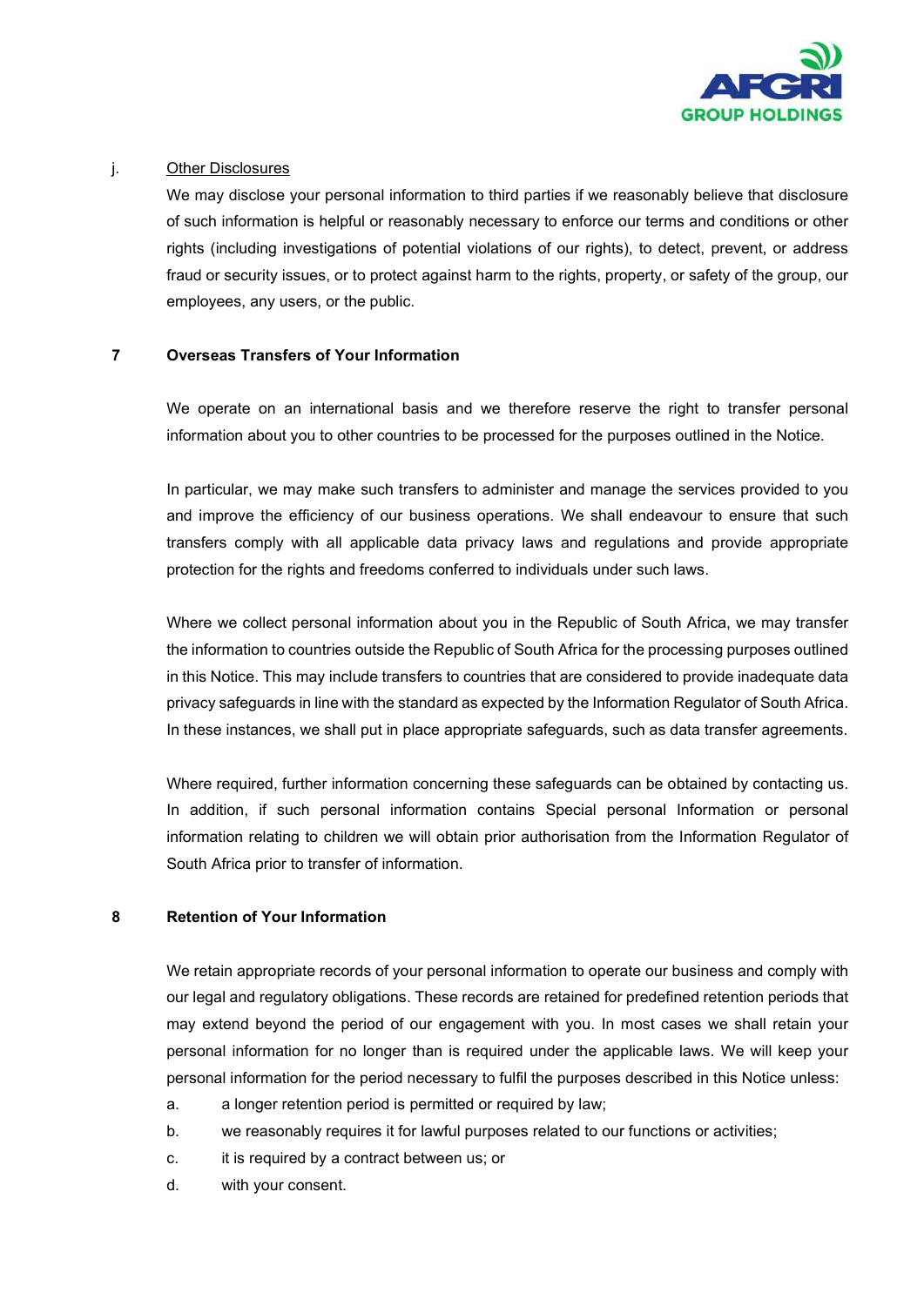j. Other Disclosures

We may disclose your personal information to third parties if we reasonably believe that disclosure of such information is helpful or reasonably necessary to enforce our terms and conditions or other rights (including investigations of potential violations of our rights), to detect, prevent, or address fraud or security issues, or to protect against harm to the rights, property, or safety of the group, our employees, any users, or the public.

## 7 Overseas Transfers of Your Information

We operate on an international basis and we therefore reserve the right to transfer personal information about you to other countries to be processed for the purposes outlined in the Notice.

In particular, we may make such transfers to administer and manage the services provided to you and improve the efficiency of our business operations. We shall endeavour to ensure that such transfers comply with all applicable data privacy laws and regulations and provide appropriate protection for the rights and freedoms conferred to individuals under such laws.

Where we collect personal information about you in the Republic of South Africa, we may transfer the information to countries outside the Republic of South Africa for the processing purposes outlined in this Notice. This may include transfers to countries that are considered to provide inadequate data privacy safeguards in line with the standard as expected by the Information Regulator of South Africa. In these instances, we shall put in place appropriate safeguards, such as data transfer agreements.

Where required, further information concerning these safeguards can be obtained by contacting us. In addition, if such personal information contains Special personal Information or personal information relating to children we will obtain prior authorisation from the Information Regulator of South Africa prior to transfer of information.

## 8 Retention of Your Information

We retain appropriate records of your personal information to operate our business and comply with our legal and regulatory obligations. These records are retained for predefined retention periods that may extend beyond the period of our engagement with you. In most cases we shall retain your personal information for no longer than is required under the applicable laws. We will keep your personal information for the period necessary to fulfil the purposes described in this Notice unless:

a. a longer retention period is permitted or required by law;
b. we reasonably requires it for lawful purposes related to our functions or activities;
c. it is required by a contract between us; or
d. with your consent.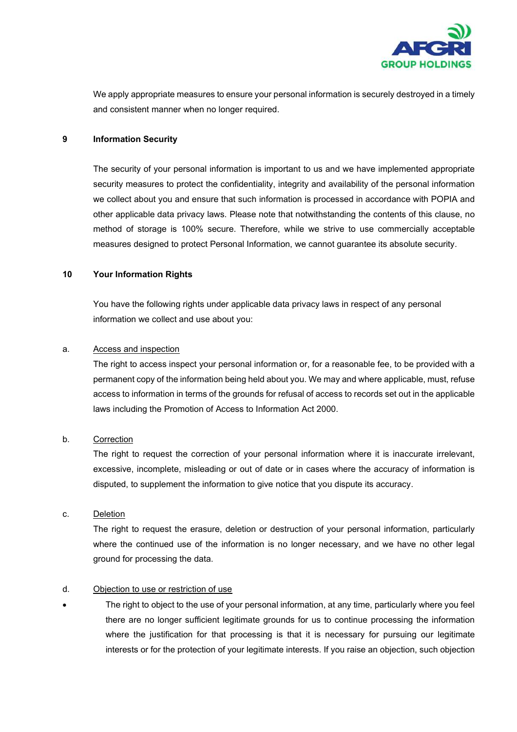We apply appropriate measures to ensure your personal information is securely destroyed in a timely and consistent manner when no longer required.

## 9 Information Security

The security of your personal information is important to us and we have implemented appropriate security measures to protect the confidentiality, integrity and availability of the personal information we collect about you and ensure that such information is processed in accordance with POPIA and other applicable data privacy laws. Please note that notwithstanding the contents of this clause, no method of storage is 100% secure. Therefore, while we strive to use commercially acceptable measures designed to protect Personal Information, we cannot guarantee its absolute security.

## 10 Your Information Rights

You have the following rights under applicable data privacy laws in respect of any personal information we collect and use about you:

a. <u>Access and inspection</u>

The right to access inspect your personal information or, for a reasonable fee, to be provided with a permanent copy of the information being held about you. We may and where applicable, must, refuse access to information in terms of the grounds for refusal of access to records set out in the applicable laws including the Promotion of Access to Information Act 2000.

b. <u>Correction</u>

The right to request the correction of your personal information where it is inaccurate irrelevant, excessive, incomplete, misleading or out of date or in cases where the accuracy of information is disputed, to supplement the information to give notice that you dispute its accuracy.

c. <u>Deletion</u>

The right to request the erasure, deletion or destruction of your personal information, particularly where the continued use of the information is no longer necessary, and we have no other legal ground for processing the data.

d. <u>Objection to use or restriction of use</u>

- The right to object to the use of your personal information, at any time, particularly where you feel there are no longer sufficient legitimate grounds for us to continue processing the information where the justification for that processing is that it is necessary for pursuing our legitimate interests or for the protection of your legitimate interests. If you raise an objection, such objection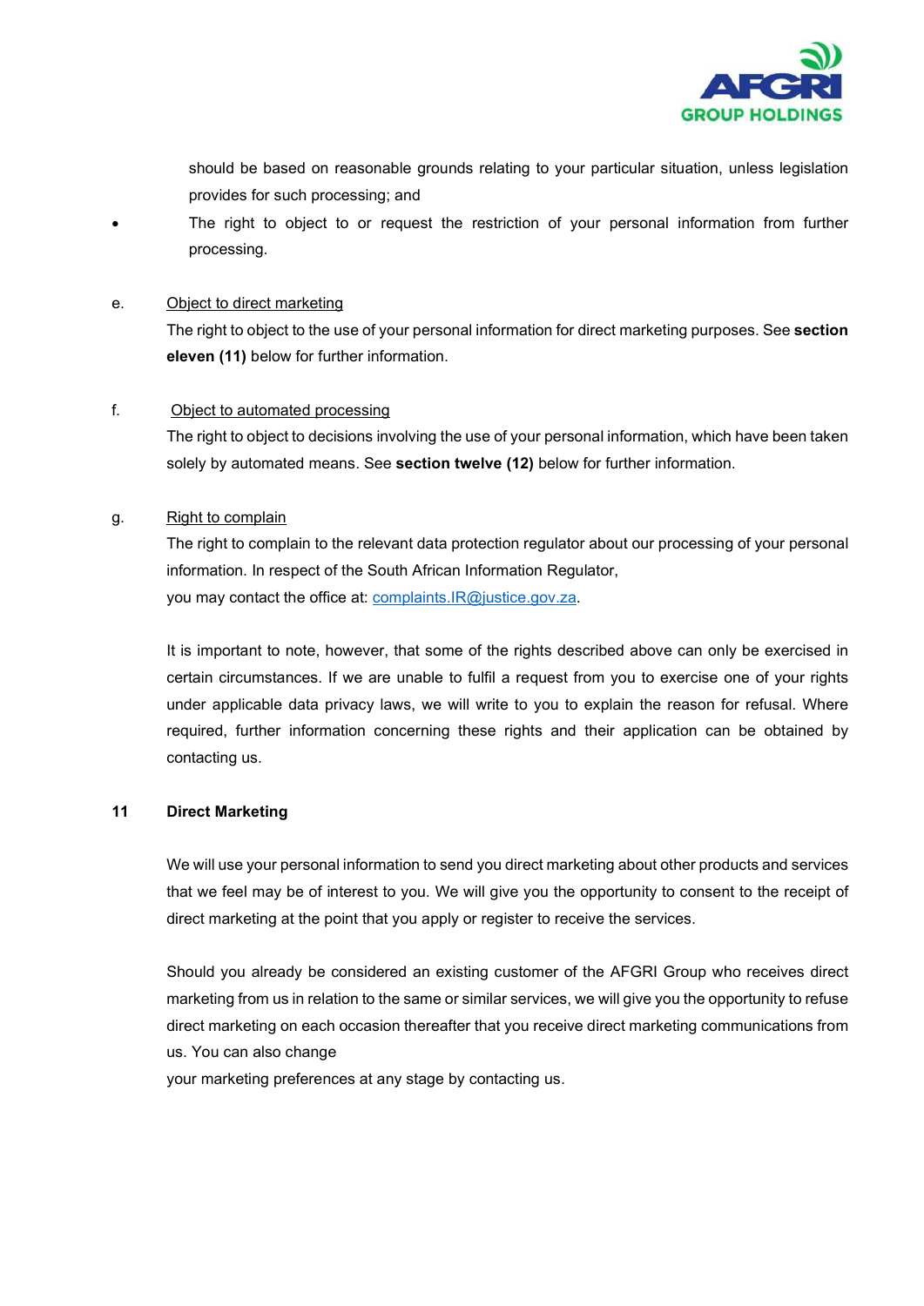should be based on reasonable grounds relating to your particular situation, unless legislation provides for such processing; and

- The right to object to or request the restriction of your personal information from further processing.

e. <u>Object to direct marketing</u>

The right to object to the use of your personal information for direct marketing purposes. See **section eleven (11)** below for further information.

f. <u>Object to automated processing</u>

The right to object to decisions involving the use of your personal information, which have been taken solely by automated means. See **section twelve (12)** below for further information.

g. <u>Right to complain</u>

The right to complain to the relevant data protection regulator about our processing of your personal information. In respect of the South African Information Regulator,
you may contact the office at: complaints.IR@justice.gov.za.

It is important to note, however, that some of the rights described above can only be exercised in certain circumstances. If we are unable to fulfil a request from you to exercise one of your rights under applicable data privacy laws, we will write to you to explain the reason for refusal. Where required, further information concerning these rights and their application can be obtained by contacting us.

## 11 Direct Marketing

We will use your personal information to send you direct marketing about other products and services that we feel may be of interest to you. We will give you the opportunity to consent to the receipt of direct marketing at the point that you apply or register to receive the services.

Should you already be considered an existing customer of the AFGRI Group who receives direct marketing from us in relation to the same or similar services, we will give you the opportunity to refuse direct marketing on each occasion thereafter that you receive direct marketing communications from us. You can also change
your marketing preferences at any stage by contacting us.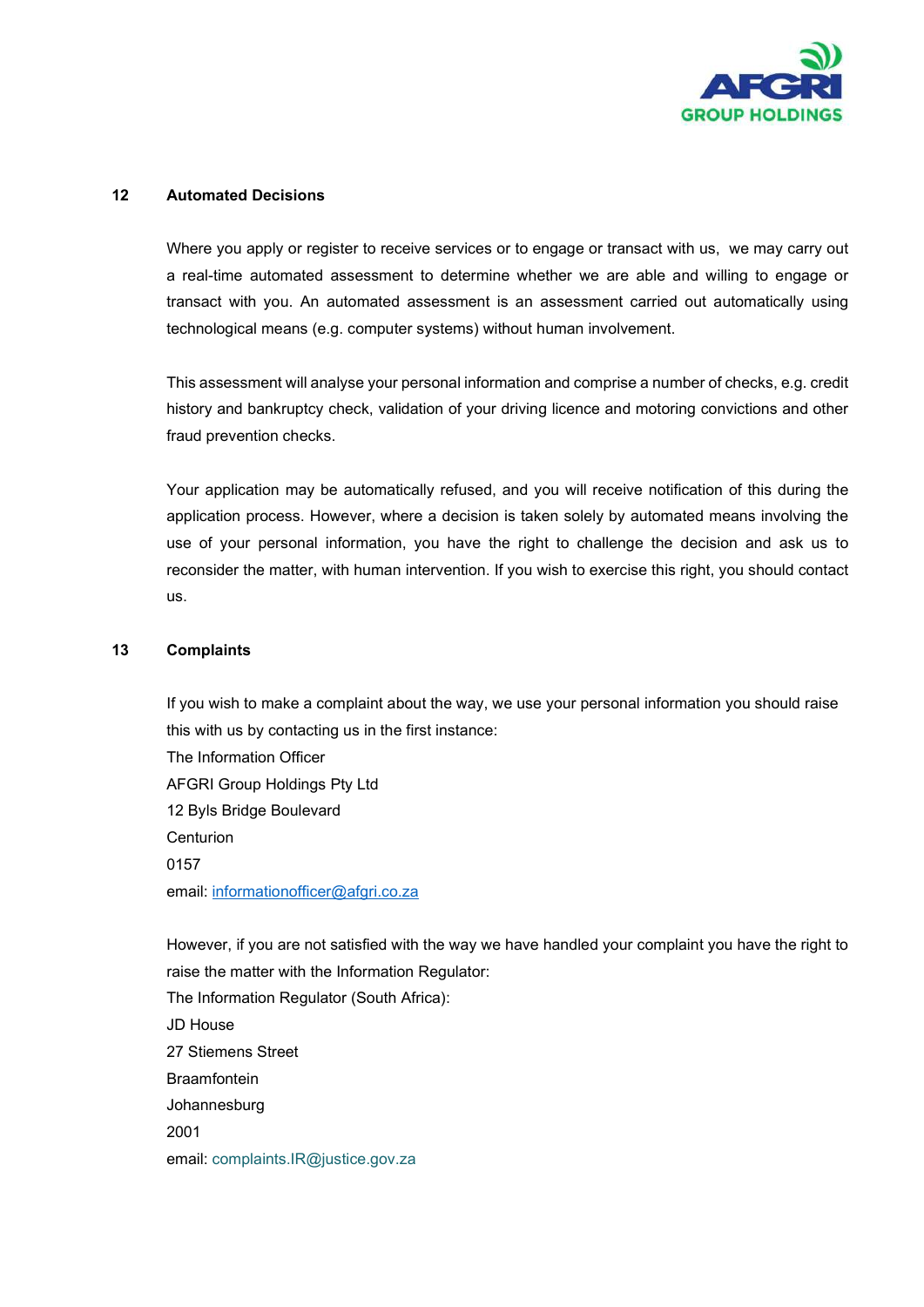## 12 Automated Decisions

Where you apply or register to receive services or to engage or transact with us, we may carry out a real-time automated assessment to determine whether we are able and willing to engage or transact with you. An automated assessment is an assessment carried out automatically using technological means (e.g. computer systems) without human involvement.

This assessment will analyse your personal information and comprise a number of checks, e.g. credit history and bankruptcy check, validation of your driving licence and motoring convictions and other fraud prevention checks.

Your application may be automatically refused, and you will receive notification of this during the application process. However, where a decision is taken solely by automated means involving the use of your personal information, you have the right to challenge the decision and ask us to reconsider the matter, with human intervention. If you wish to exercise this right, you should contact us.

## 13 Complaints

If you wish to make a complaint about the way, we use your personal information you should raise this with us by contacting us in the first instance:

The Information Officer
AFGRI Group Holdings Pty Ltd
12 Byls Bridge Boulevard
Centurion
0157
email: informationofficer@afgri.co.za

However, if you are not satisfied with the way we have handled your complaint you have the right to raise the matter with the Information Regulator:

The Information Regulator (South Africa):
JD House
27 Stiemens Street
Braamfontein
Johannesburg
2001
email: complaints.IR@justice.gov.za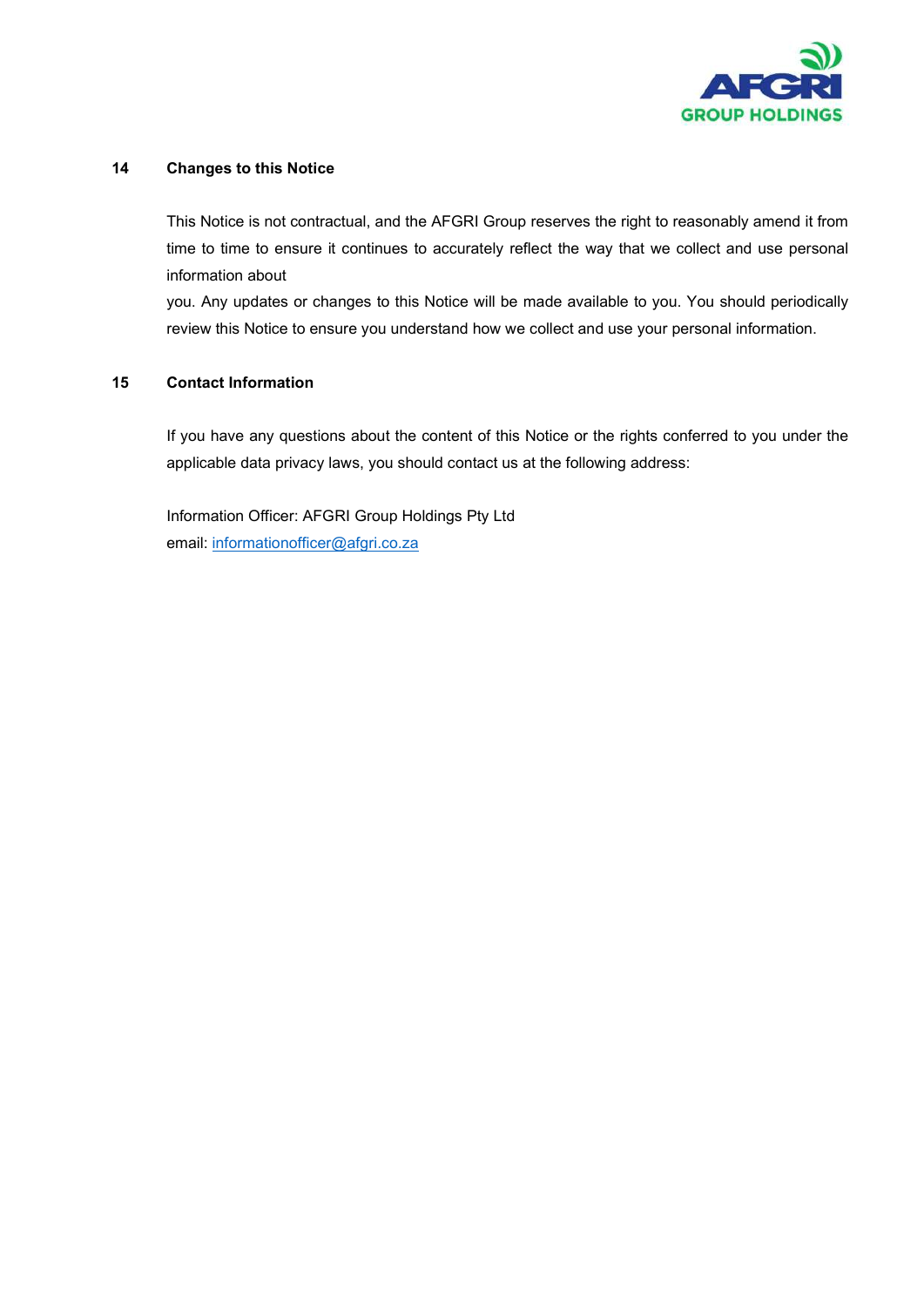## 14 Changes to this Notice

This Notice is not contractual, and the AFGRI Group reserves the right to reasonably amend it from time to time to ensure it continues to accurately reflect the way that we collect and use personal information about
you. Any updates or changes to this Notice will be made available to you. You should periodically review this Notice to ensure you understand how we collect and use your personal information.

## 15 Contact Information

If you have any questions about the content of this Notice or the rights conferred to you under the applicable data privacy laws, you should contact us at the following address:

Information Officer: AFGRI Group Holdings Pty Ltd
email: informationofficer@afgri.co.za